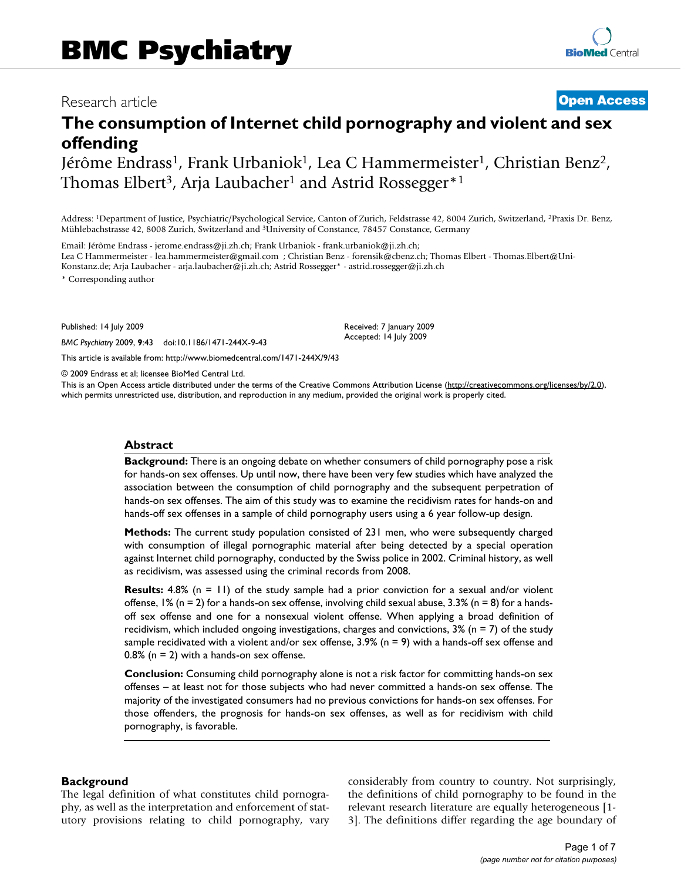# BMC Psychiatry

Research article

**Open Access**

# The consumption of Internet child pornography and violent and sex offending

Jérôme Endrass[1], Frank Urbaniok[1], Lea C Hammermeister[1], Christian Benz[2], Thomas Elbert[3], Arja Laubacher[1] and Astrid Rossegger*[1]

Address: [1]Department of Justice, Psychiatric/Psychological Service, Canton of Zurich, Feldstrasse 42, 8004 Zurich, Switzerland, [2]Praxis Dr. Benz, Mühlebachstrasse 42, 8008 Zurich, Switzerland and [3]University of Constance, 78457 Constance, Germany

Email: Jérôme Endrass - jerome.endrass@ji.zh.ch; Frank Urbaniok - frank.urbaniok@ji.zh.ch; Lea C Hammermeister - lea.hammermeister@gmail.com ; Christian Benz - forensik@cbenz.ch; Thomas Elbert - Thomas.Elbert@Uni-Konstanz.de; Arja Laubacher - arja.laubacher@ji.zh.ch; Astrid Rossegger* - astrid.rossegger@ji.zh.ch

* Corresponding author

Published: 14 July 2009

*BMC Psychiatry* 2009, **9**:43 doi:10.1186/1471-244X-9-43

Received: 7 January 2009
Accepted: 14 July 2009

This article is available from: http://www.biomedcentral.com/1471-244X/9/43

© 2009 Endrass et al; licensee BioMed Central Ltd.

This is an Open Access article distributed under the terms of the Creative Commons Attribution License (http://creativecommons.org/licenses/by/2.0), which permits unrestricted use, distribution, and reproduction in any medium, provided the original work is properly cited.

## Abstract

**Background:** There is an ongoing debate on whether consumers of child pornography pose a risk for hands-on sex offenses. Up until now, there have been very few studies which have analyzed the association between the consumption of child pornography and the subsequent perpetration of hands-on sex offenses. The aim of this study was to examine the recidivism rates for hands-on and hands-off sex offenses in a sample of child pornography users using a 6 year follow-up design.

**Methods:** The current study population consisted of 231 men, who were subsequently charged with consumption of illegal pornographic material after being detected by a special operation against Internet child pornography, conducted by the Swiss police in 2002. Criminal history, as well as recidivism, was assessed using the criminal records from 2008.

**Results:** 4.8% (n = 11) of the study sample had a prior conviction for a sexual and/or violent offense, 1% (n = 2) for a hands-on sex offense, involving child sexual abuse, 3.3% (n = 8) for a hands-off sex offense and one for a nonsexual violent offense. When applying a broad definition of recidivism, which included ongoing investigations, charges and convictions, 3% (n = 7) of the study sample recidivated with a violent and/or sex offense, 3.9% (n = 9) with a hands-off sex offense and 0.8% (n = 2) with a hands-on sex offense.

**Conclusion:** Consuming child pornography alone is not a risk factor for committing hands-on sex offenses – at least not for those subjects who had never committed a hands-on sex offense. The majority of the investigated consumers had no previous convictions for hands-on sex offenses. For those offenders, the prognosis for hands-on sex offenses, as well as for recidivism with child pornography, is favorable.

## Background

The legal definition of what constitutes child pornography, as well as the interpretation and enforcement of statutory provisions relating to child pornography, vary considerably from country to country. Not surprisingly, the definitions of child pornography to be found in the relevant research literature are equally heterogeneous [1-3]. The definitions differ regarding the age boundary of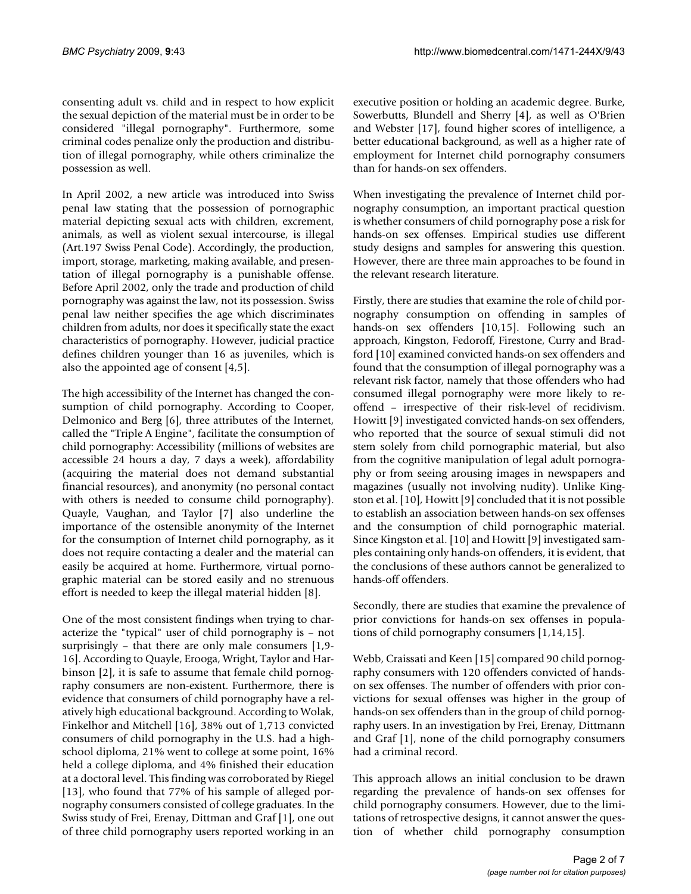consenting adult vs. child and in respect to how explicit the sexual depiction of the material must be in order to be considered "illegal pornography". Furthermore, some criminal codes penalize only the production and distribution of illegal pornography, while others criminalize the possession as well.

In April 2002, a new article was introduced into Swiss penal law stating that the possession of pornographic material depicting sexual acts with children, excrement, animals, as well as violent sexual intercourse, is illegal (Art.197 Swiss Penal Code). Accordingly, the production, import, storage, marketing, making available, and presentation of illegal pornography is a punishable offense. Before April 2002, only the trade and production of child pornography was against the law, not its possession. Swiss penal law neither specifies the age which discriminates children from adults, nor does it specifically state the exact characteristics of pornography. However, judicial practice defines children younger than 16 as juveniles, which is also the appointed age of consent [4,5].

The high accessibility of the Internet has changed the consumption of child pornography. According to Cooper, Delmonico and Berg [6], three attributes of the Internet, called the "Triple A Engine", facilitate the consumption of child pornography: Accessibility (millions of websites are accessible 24 hours a day, 7 days a week), affordability (acquiring the material does not demand substantial financial resources), and anonymity (no personal contact with others is needed to consume child pornography). Quayle, Vaughan, and Taylor [7] also underline the importance of the ostensible anonymity of the Internet for the consumption of Internet child pornography, as it does not require contacting a dealer and the material can easily be acquired at home. Furthermore, virtual pornographic material can be stored easily and no strenuous effort is needed to keep the illegal material hidden [8].

One of the most consistent findings when trying to characterize the "typical" user of child pornography is – not surprisingly – that there are only male consumers [1,9-16]. According to Quayle, Erooga, Wright, Taylor and Harbinson [2], it is safe to assume that female child pornography consumers are non-existent. Furthermore, there is evidence that consumers of child pornography have a relatively high educational background. According to Wolak, Finkelhor and Mitchell [16], 38% out of 1,713 convicted consumers of child pornography in the U.S. had a high-school diploma, 21% went to college at some point, 16% held a college diploma, and 4% finished their education at a doctoral level. This finding was corroborated by Riegel [13], who found that 77% of his sample of alleged pornography consumers consisted of college graduates. In the Swiss study of Frei, Erenay, Dittman and Graf [1], one out of three child pornography users reported working in an executive position or holding an academic degree. Burke, Sowerbutts, Blundell and Sherry [4], as well as O'Brien and Webster [17], found higher scores of intelligence, a better educational background, as well as a higher rate of employment for Internet child pornography consumers than for hands-on sex offenders.

When investigating the prevalence of Internet child pornography consumption, an important practical question is whether consumers of child pornography pose a risk for hands-on sex offenses. Empirical studies use different study designs and samples for answering this question. However, there are three main approaches to be found in the relevant research literature.

Firstly, there are studies that examine the role of child pornography consumption on offending in samples of hands-on sex offenders [10,15]. Following such an approach, Kingston, Fedoroff, Firestone, Curry and Bradford [10] examined convicted hands-on sex offenders and found that the consumption of illegal pornography was a relevant risk factor, namely that those offenders who had consumed illegal pornography were more likely to re-offend – irrespective of their risk-level of recidivism. Howitt [9] investigated convicted hands-on sex offenders, who reported that the source of sexual stimuli did not stem solely from child pornographic material, but also from the cognitive manipulation of legal adult pornography or from seeing arousing images in newspapers and magazines (usually not involving nudity). Unlike Kingston et al. [10], Howitt [9] concluded that it is not possible to establish an association between hands-on sex offenses and the consumption of child pornographic material. Since Kingston et al. [10] and Howitt [9] investigated samples containing only hands-on offenders, it is evident, that the conclusions of these authors cannot be generalized to hands-off offenders.

Secondly, there are studies that examine the prevalence of prior convictions for hands-on sex offenses in populations of child pornography consumers [1,14,15].

Webb, Craissati and Keen [15] compared 90 child pornography consumers with 120 offenders convicted of hands-on sex offenses. The number of offenders with prior convictions for sexual offenses was higher in the group of hands-on sex offenders than in the group of child pornography users. In an investigation by Frei, Erenay, Dittmann and Graf [1], none of the child pornography consumers had a criminal record.

This approach allows an initial conclusion to be drawn regarding the prevalence of hands-on sex offenses for child pornography consumers. However, due to the limitations of retrospective designs, it cannot answer the question of whether child pornography consumption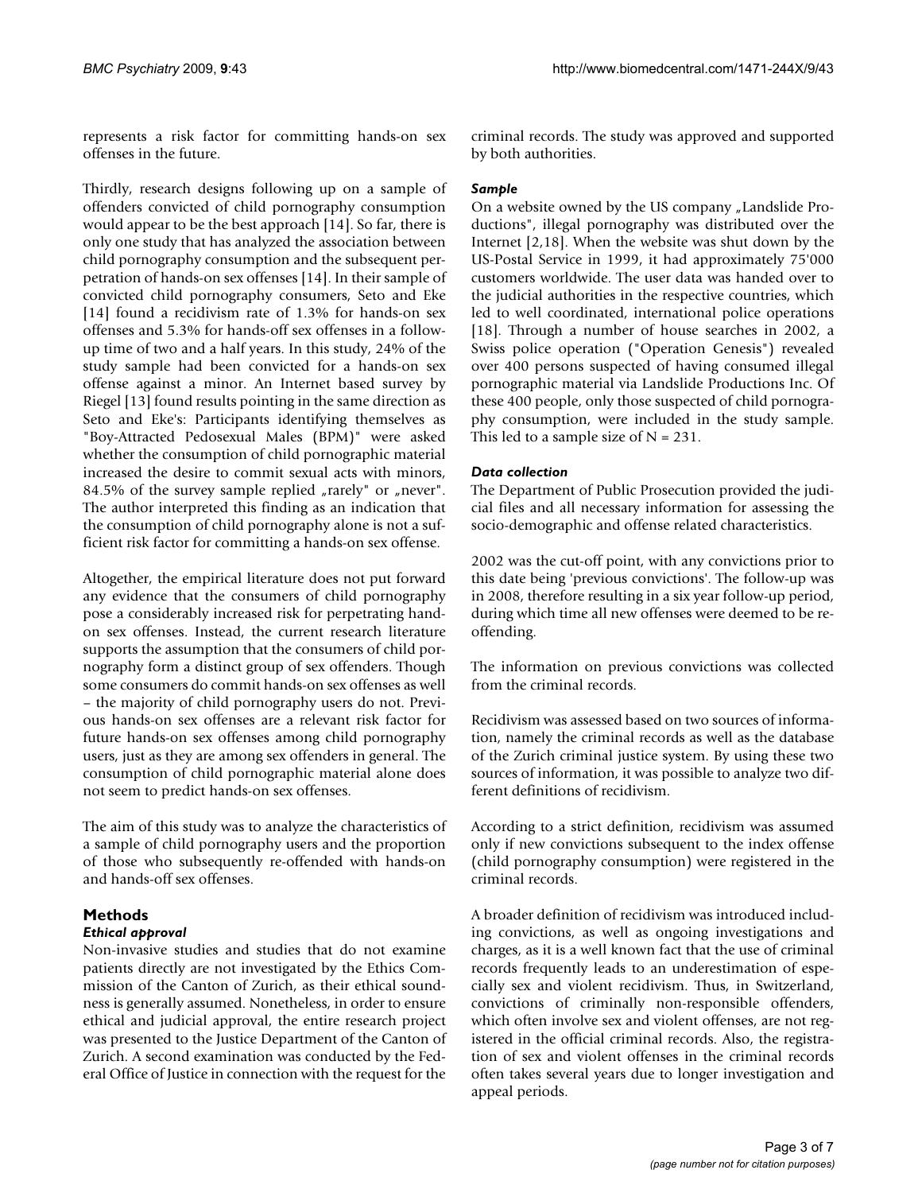represents a risk factor for committing hands-on sex offenses in the future.

Thirdly, research designs following up on a sample of offenders convicted of child pornography consumption would appear to be the best approach [14]. So far, there is only one study that has analyzed the association between child pornography consumption and the subsequent perpetration of hands-on sex offenses [14]. In their sample of convicted child pornography consumers, Seto and Eke [14] found a recidivism rate of 1.3% for hands-on sex offenses and 5.3% for hands-off sex offenses in a follow-up time of two and a half years. In this study, 24% of the study sample had been convicted for a hands-on sex offense against a minor. An Internet based survey by Riegel [13] found results pointing in the same direction as Seto and Eke's: Participants identifying themselves as "Boy-Attracted Pedosexual Males (BPM)" were asked whether the consumption of child pornographic material increased the desire to commit sexual acts with minors, 84.5% of the survey sample replied „rarely" or „never". The author interpreted this finding as an indication that the consumption of child pornography alone is not a sufficient risk factor for committing a hands-on sex offense.

Altogether, the empirical literature does not put forward any evidence that the consumers of child pornography pose a considerably increased risk for perpetrating hand-on sex offenses. Instead, the current research literature supports the assumption that the consumers of child pornography form a distinct group of sex offenders. Though some consumers do commit hands-on sex offenses as well – the majority of child pornography users do not. Previous hands-on sex offenses are a relevant risk factor for future hands-on sex offenses among child pornography users, just as they are among sex offenders in general. The consumption of child pornographic material alone does not seem to predict hands-on sex offenses.

The aim of this study was to analyze the characteristics of a sample of child pornography users and the proportion of those who subsequently re-offended with hands-on and hands-off sex offenses.

## Methods

### *Ethical approval*

Non-invasive studies and studies that do not examine patients directly are not investigated by the Ethics Commission of the Canton of Zurich, as their ethical soundness is generally assumed. Nonetheless, in order to ensure ethical and judicial approval, the entire research project was presented to the Justice Department of the Canton of Zurich. A second examination was conducted by the Federal Office of Justice in connection with the request for the criminal records. The study was approved and supported by both authorities.

### *Sample*

On a website owned by the US company „Landslide Productions", illegal pornography was distributed over the Internet [2,18]. When the website was shut down by the US-Postal Service in 1999, it had approximately 75'000 customers worldwide. The user data was handed over to the judicial authorities in the respective countries, which led to well coordinated, international police operations [18]. Through a number of house searches in 2002, a Swiss police operation ("Operation Genesis") revealed over 400 persons suspected of having consumed illegal pornographic material via Landslide Productions Inc. Of these 400 people, only those suspected of child pornography consumption, were included in the study sample. This led to a sample size of N = 231.

### *Data collection*

The Department of Public Prosecution provided the judicial files and all necessary information for assessing the socio-demographic and offense related characteristics.

2002 was the cut-off point, with any convictions prior to this date being 'previous convictions'. The follow-up was in 2008, therefore resulting in a six year follow-up period, during which time all new offenses were deemed to be re-offending.

The information on previous convictions was collected from the criminal records.

Recidivism was assessed based on two sources of information, namely the criminal records as well as the database of the Zurich criminal justice system. By using these two sources of information, it was possible to analyze two different definitions of recidivism.

According to a strict definition, recidivism was assumed only if new convictions subsequent to the index offense (child pornography consumption) were registered in the criminal records.

A broader definition of recidivism was introduced including convictions, as well as ongoing investigations and charges, as it is a well known fact that the use of criminal records frequently leads to an underestimation of especially sex and violent recidivism. Thus, in Switzerland, convictions of criminally non-responsible offenders, which often involve sex and violent offenses, are not registered in the official criminal records. Also, the registration of sex and violent offenses in the criminal records often takes several years due to longer investigation and appeal periods.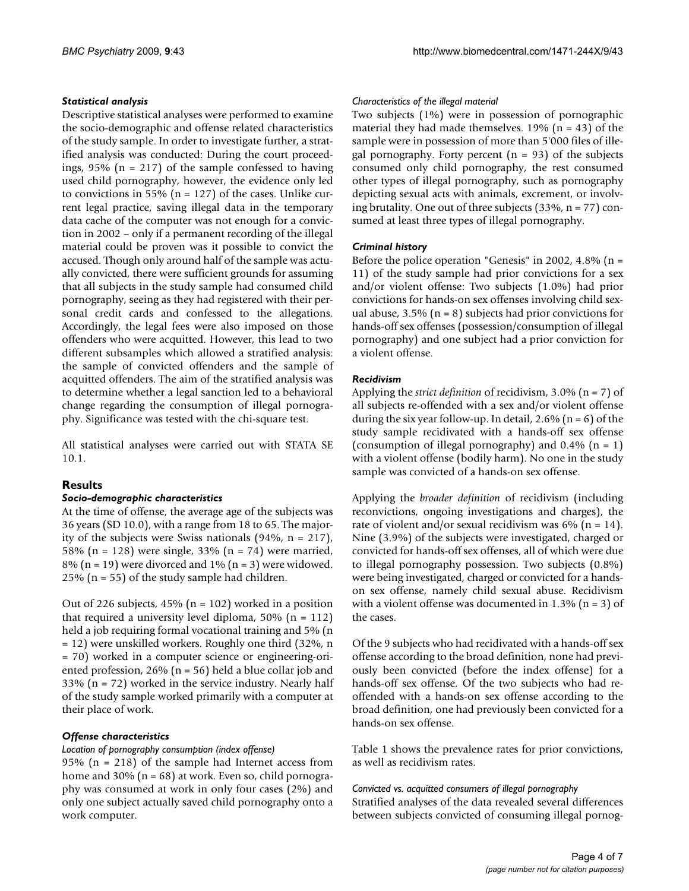### Statistical analysis

Descriptive statistical analyses were performed to examine the socio-demographic and offense related characteristics of the study sample. In order to investigate further, a stratified analysis was conducted: During the court proceedings, 95% (n = 217) of the sample confessed to having used child pornography, however, the evidence only led to convictions in 55% (n = 127) of the cases. Unlike current legal practice, saving illegal data in the temporary data cache of the computer was not enough for a conviction in 2002 – only if a permanent recording of the illegal material could be proven was it possible to convict the accused. Though only around half of the sample was actually convicted, there were sufficient grounds for assuming that all subjects in the study sample had consumed child pornography, seeing as they had registered with their personal credit cards and confessed to the allegations. Accordingly, the legal fees were also imposed on those offenders who were acquitted. However, this lead to two different subsamples which allowed a stratified analysis: the sample of convicted offenders and the sample of acquitted offenders. The aim of the stratified analysis was to determine whether a legal sanction led to a behavioral change regarding the consumption of illegal pornography. Significance was tested with the chi-square test.

All statistical analyses were carried out with STATA SE 10.1.

## Results

### Socio-demographic characteristics

At the time of offense, the average age of the subjects was 36 years (SD 10.0), with a range from 18 to 65. The majority of the subjects were Swiss nationals (94%, n = 217), 58% (n = 128) were single, 33% (n = 74) were married, 8% (n = 19) were divorced and 1% (n = 3) were widowed. 25% (n = 55) of the study sample had children.

Out of 226 subjects, 45% (n = 102) worked in a position that required a university level diploma, 50% (n = 112) held a job requiring formal vocational training and 5% (n = 12) were unskilled workers. Roughly one third (32%, n = 70) worked in a computer science or engineering-oriented profession, 26% (n = 56) held a blue collar job and 33% (n = 72) worked in the service industry. Nearly half of the study sample worked primarily with a computer at their place of work.

### Offense characteristics

#### *Location of pornography consumption (index offense)*

95% (n = 218) of the sample had Internet access from home and 30% (n = 68) at work. Even so, child pornography was consumed at work in only four cases (2%) and only one subject actually saved child pornography onto a work computer.

#### *Characteristics of the illegal material*

Two subjects (1%) were in possession of pornographic material they had made themselves. 19% (n = 43) of the sample were in possession of more than 5'000 files of illegal pornography. Forty percent (n = 93) of the subjects consumed only child pornography, the rest consumed other types of illegal pornography, such as pornography depicting sexual acts with animals, excrement, or involving brutality. One out of three subjects (33%, n = 77) consumed at least three types of illegal pornography.

### Criminal history

Before the police operation "Genesis" in 2002, 4.8% (n = 11) of the study sample had prior convictions for a sex and/or violent offense: Two subjects (1.0%) had prior convictions for hands-on sex offenses involving child sexual abuse, 3.5% (n = 8) subjects had prior convictions for hands-off sex offenses (possession/consumption of illegal pornography) and one subject had a prior conviction for a violent offense.

### Recidivism

Applying the *strict definition* of recidivism, 3.0% (n = 7) of all subjects re-offended with a sex and/or violent offense during the six year follow-up. In detail, 2.6% (n = 6) of the study sample recidivated with a hands-off sex offense (consumption of illegal pornography) and 0.4% (n = 1) with a violent offense (bodily harm). No one in the study sample was convicted of a hands-on sex offense.

Applying the *broader definition* of recidivism (including reconvictions, ongoing investigations and charges), the rate of violent and/or sexual recidivism was 6% (n = 14). Nine (3.9%) of the subjects were investigated, charged or convicted for hands-off sex offenses, all of which were due to illegal pornography possession. Two subjects (0.8%) were being investigated, charged or convicted for a hands-on sex offense, namely child sexual abuse. Recidivism with a violent offense was documented in 1.3% (n = 3) of the cases.

Of the 9 subjects who had recidivated with a hands-off sex offense according to the broad definition, none had previously been convicted (before the index offense) for a hands-off sex offense. Of the two subjects who had re-offended with a hands-on sex offense according to the broad definition, one had previously been convicted for a hands-on sex offense.

Table 1 shows the prevalence rates for prior convictions, as well as recidivism rates.

#### *Convicted vs. acquitted consumers of illegal pornography*

Stratified analyses of the data revealed several differences between subjects convicted of consuming illegal pornog-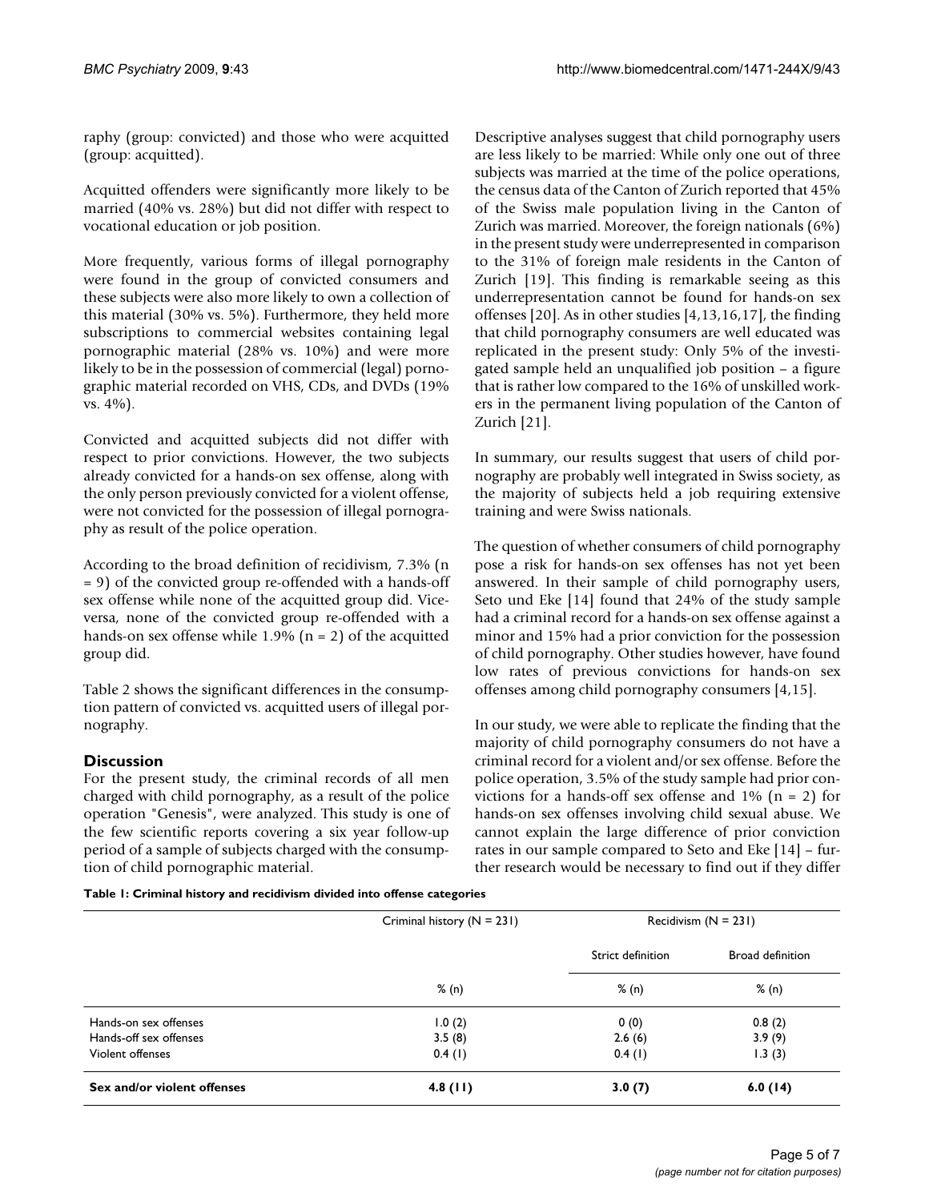raphy (group: convicted) and those who were acquitted (group: acquitted).

Acquitted offenders were significantly more likely to be married (40% vs. 28%) but did not differ with respect to vocational education or job position.

More frequently, various forms of illegal pornography were found in the group of convicted consumers and these subjects were also more likely to own a collection of this material (30% vs. 5%). Furthermore, they held more subscriptions to commercial websites containing legal pornographic material (28% vs. 10%) and were more likely to be in the possession of commercial (legal) pornographic material recorded on VHS, CDs, and DVDs (19% vs. 4%).

Convicted and acquitted subjects did not differ with respect to prior convictions. However, the two subjects already convicted for a hands-on sex offense, along with the only person previously convicted for a violent offense, were not convicted for the possession of illegal pornography as result of the police operation.

According to the broad definition of recidivism, 7.3% (n = 9) of the convicted group re-offended with a hands-off sex offense while none of the acquitted group did. Vice-versa, none of the convicted group re-offended with a hands-on sex offense while 1.9% (n = 2) of the acquitted group did.

Table 2 shows the significant differences in the consumption pattern of convicted vs. acquitted users of illegal pornography.

## Discussion

For the present study, the criminal records of all men charged with child pornography, as a result of the police operation "Genesis", were analyzed. This study is one of the few scientific reports covering a six year follow-up period of a sample of subjects charged with the consumption of child pornographic material.

Descriptive analyses suggest that child pornography users are less likely to be married: While only one out of three subjects was married at the time of the police operations, the census data of the Canton of Zurich reported that 45% of the Swiss male population living in the Canton of Zurich was married. Moreover, the foreign nationals (6%) in the present study were underrepresented in comparison to the 31% of foreign male residents in the Canton of Zurich [19]. This finding is remarkable seeing as this underrepresentation cannot be found for hands-on sex offenses [20]. As in other studies [4,13,16,17], the finding that child pornography consumers are well educated was replicated in the present study: Only 5% of the investigated sample held an unqualified job position – a figure that is rather low compared to the 16% of unskilled workers in the permanent living population of the Canton of Zurich [21].

In summary, our results suggest that users of child pornography are probably well integrated in Swiss society, as the majority of subjects held a job requiring extensive training and were Swiss nationals.

The question of whether consumers of child pornography pose a risk for hands-on sex offenses has not yet been answered. In their sample of child pornography users, Seto und Eke [14] found that 24% of the study sample had a criminal record for a hands-on sex offense against a minor and 15% had a prior conviction for the possession of child pornography. Other studies however, have found low rates of previous convictions for hands-on sex offenses among child pornography consumers [4,15].

In our study, we were able to replicate the finding that the majority of child pornography consumers do not have a criminal record for a violent and/or sex offense. Before the police operation, 3.5% of the study sample had prior convictions for a hands-off sex offense and 1% (n = 2) for hands-on sex offenses involving child sexual abuse. We cannot explain the large difference of prior conviction rates in our sample compared to Seto and Eke [14] – further research would be necessary to find out if they differ

**Table 1: Criminal history and recidivism divided into offense categories**

| | Criminal history (N = 231) | Recidivism (N = 231) | |
|---|---|---|---|
| | | Strict definition | Broad definition |
| | % (n) | % (n) | % (n) |
| Hands-on sex offenses | 1.0 (2) | 0 (0) | 0.8 (2) |
| Hands-off sex offenses | 3.5 (8) | 2.6 (6) | 3.9 (9) |
| Violent offenses | 0.4 (1) | 0.4 (1) | 1.3 (3) |
| **Sex and/or violent offenses** | **4.8 (11)** | **3.0 (7)** | **6.0 (14)** |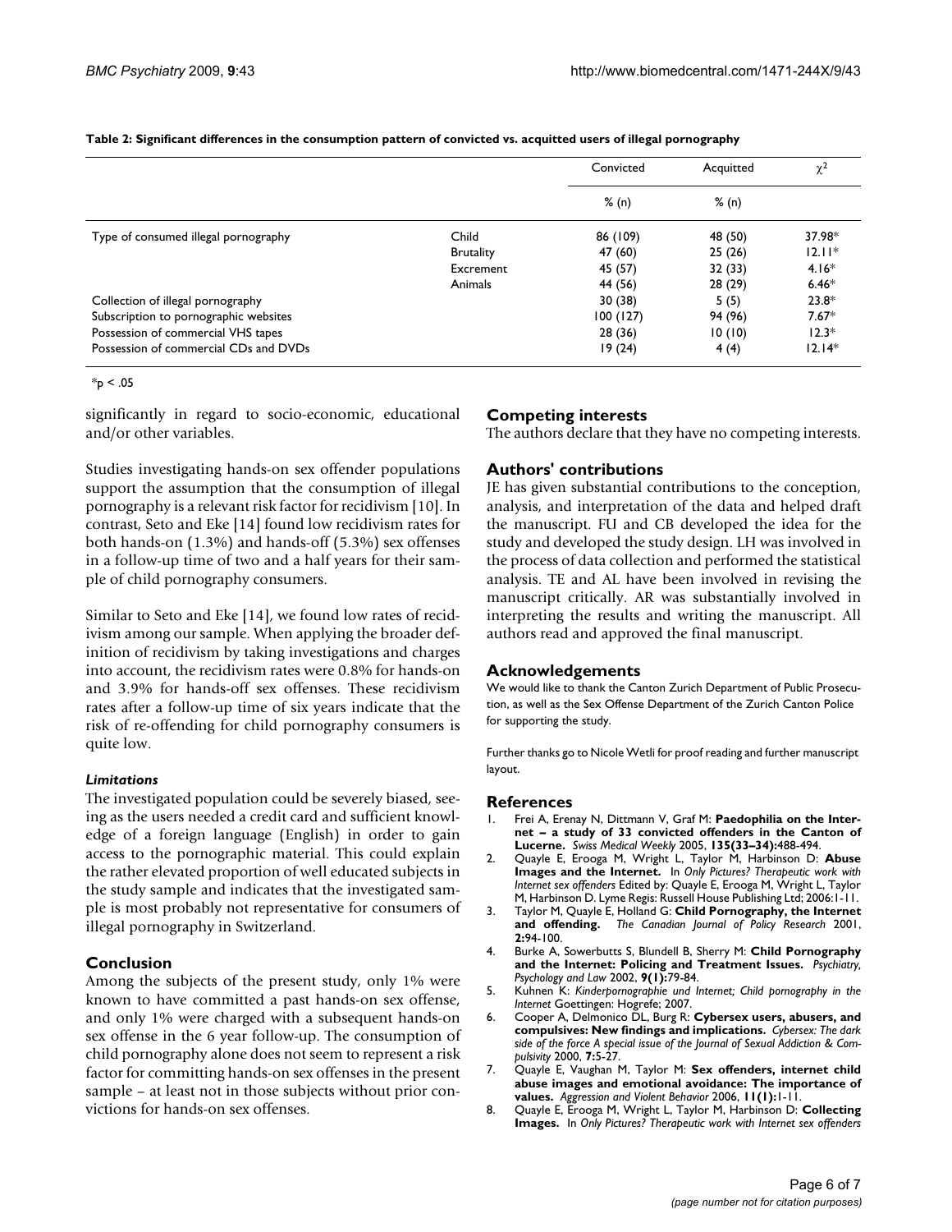**Table 2: Significant differences in the consumption pattern of convicted vs. acquitted users of illegal pornography**

| | | Convicted | Acquitted | $\chi^2$ |
|---|---|---|---|---|
| | | % (n) | % (n) | |
| Type of consumed illegal pornography | Child | 86 (109) | 48 (50) | 37.98* |
| | Brutality | 47 (60) | 25 (26) | 12.11* |
| | Excrement | 45 (57) | 32 (33) | 4.16* |
| | Animals | 44 (56) | 28 (29) | 6.46* |
| Collection of illegal pornography | | 30 (38) | 5 (5) | 23.8* |
| Subscription to pornographic websites | | 100 (127) | 94 (96) | 7.67* |
| Possession of commercial VHS tapes | | 28 (36) | 10 (10) | 12.3* |
| Possession of commercial CDs and DVDs | | 19 (24) | 4 (4) | 12.14* |

*$p < .05$

significantly in regard to socio-economic, educational and/or other variables.

Studies investigating hands-on sex offender populations support the assumption that the consumption of illegal pornography is a relevant risk factor for recidivism [10]. In contrast, Seto and Eke [14] found low recidivism rates for both hands-on (1.3%) and hands-off (5.3%) sex offenses in a follow-up time of two and a half years for their sample of child pornography consumers.

Similar to Seto and Eke [14], we found low rates of recidivism among our sample. When applying the broader definition of recidivism by taking investigations and charges into account, the recidivism rates were 0.8% for hands-on and 3.9% for hands-off sex offenses. These recidivism rates after a follow-up time of six years indicate that the risk of re-offending for child pornography consumers is quite low.

### *Limitations*

The investigated population could be severely biased, seeing as the users needed a credit card and sufficient knowledge of a foreign language (English) in order to gain access to the pornographic material. This could explain the rather elevated proportion of well educated subjects in the study sample and indicates that the investigated sample is most probably not representative for consumers of illegal pornography in Switzerland.

## Conclusion

Among the subjects of the present study, only 1% were known to have committed a past hands-on sex offense, and only 1% were charged with a subsequent hands-on sex offense in the 6 year follow-up. The consumption of child pornography alone does not seem to represent a risk factor for committing hands-on sex offenses in the present sample – at least not in those subjects without prior convictions for hands-on sex offenses.

## Competing interests

The authors declare that they have no competing interests.

## Authors' contributions

JE has given substantial contributions to the conception, analysis, and interpretation of the data and helped draft the manuscript. FU and CB developed the idea for the study and developed the study design. LH was involved in the process of data collection and performed the statistical analysis. TE and AL have been involved in revising the manuscript critically. AR was substantially involved in interpreting the results and writing the manuscript. All authors read and approved the final manuscript.

## Acknowledgements

We would like to thank the Canton Zurich Department of Public Prosecution, as well as the Sex Offense Department of the Zurich Canton Police for supporting the study.

Further thanks go to Nicole Wetli for proof reading and further manuscript layout.

## References

1. Frei A, Erenay N, Dittmann V, Graf M: **Paedophilia on the Internet – a study of 33 convicted offenders in the Canton of Lucerne.** *Swiss Medical Weekly* 2005, **135(33–34):**488-494.
2. Quayle E, Erooga M, Wright L, Taylor M, Harbinson D: **Abuse Images and the Internet.** In *Only Pictures? Therapeutic work with Internet sex offenders* Edited by: Quayle E, Erooga M, Wright L, Taylor M, Harbinson D. Lyme Regis: Russell House Publishing Ltd; 2006:1-11.
3. Taylor M, Quayle E, Holland G: **Child Pornography, the Internet and offending.** *The Canadian Journal of Policy Research* 2001, **2:**94-100.
4. Burke A, Sowerbutts S, Blundell B, Sherry M: **Child Pornography and the Internet: Policing and Treatment Issues.** *Psychiatry, Psychology and Law* 2002, **9(1):**79-84.
5. Kuhnen K: *Kinderpornographie und Internet; Child pornography in the Internet* Goettingen: Hogrefe; 2007.
6. Cooper A, Delmonico DL, Burg R: **Cybersex users, abusers, and compulsives: New findings and implications.** *Cybersex: The dark side of the force A special issue of the Journal of Sexual Addiction & Compulsivity* 2000, **7:**5-27.
7. Quayle E, Vaughan M, Taylor M: **Sex offenders, internet child abuse images and emotional avoidance: The importance of values.** *Aggression and Violent Behavior* 2006, **11(1):**1-11.
8. Quayle E, Erooga M, Wright L, Taylor M, Harbinson D: **Collecting Images.** In *Only Pictures? Therapeutic work with Internet sex offenders*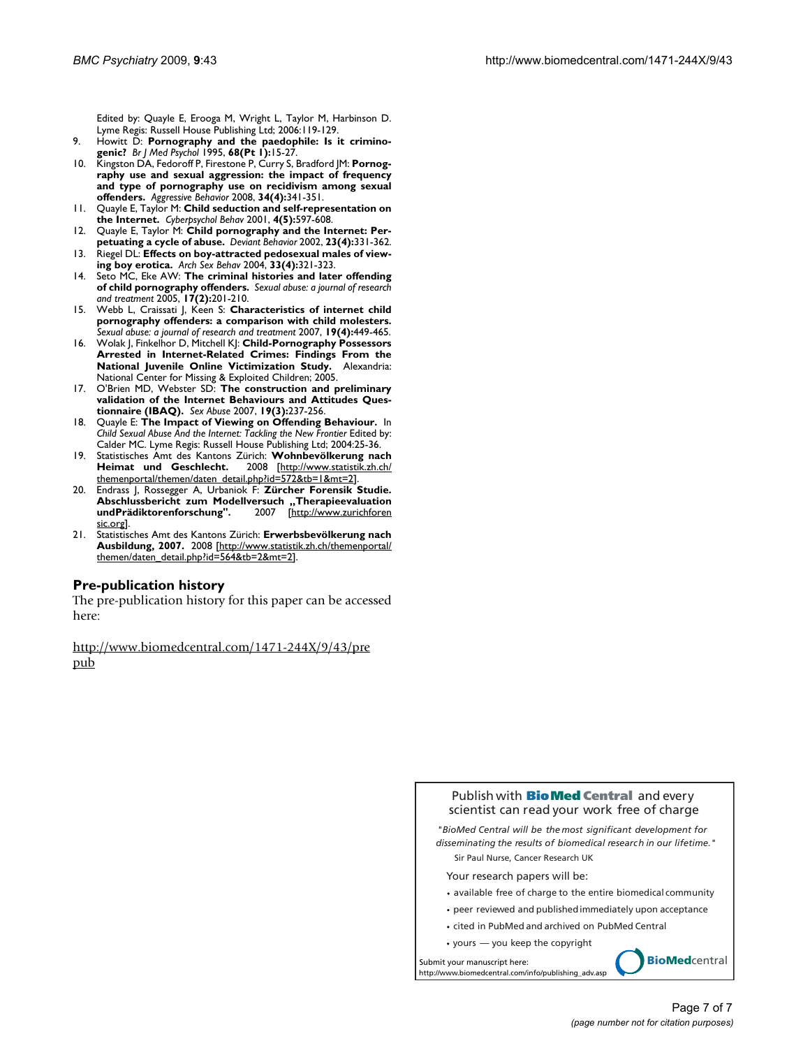Edited by: Quayle E, Erooga M, Wright L, Taylor M, Harbinson D. Lyme Regis: Russell House Publishing Ltd; 2006:119-129.

9. Howitt D: **Pornography and the paedophile: Is it criminogenic?** *Br J Med Psychol* 1995, **68(Pt 1):**15-27.
10. Kingston DA, Fedoroff P, Firestone P, Curry S, Bradford JM: **Pornography use and sexual aggression: the impact of frequency and type of pornography use on recidivism among sexual offenders.** *Aggressive Behavior* 2008, **34(4):**341-351.
11. Quayle E, Taylor M: **Child seduction and self-representation on the Internet.** *Cyberpsychol Behav* 2001, **4(5):**597-608.
12. Quayle E, Taylor M: **Child pornography and the Internet: Perpetuating a cycle of abuse.** *Deviant Behavior* 2002, **23(4):**331-362.
13. Riegel DL: **Effects on boy-attracted pedosexual males of viewing boy erotica.** *Arch Sex Behav* 2004, **33(4):**321-323.
14. Seto MC, Eke AW: **The criminal histories and later offending of child pornography offenders.** *Sexual abuse: a journal of research and treatment* 2005, **17(2):**201-210.
15. Webb L, Craissati J, Keen S: **Characteristics of internet child pornography offenders: a comparison with child molesters.** *Sexual abuse: a journal of research and treatment* 2007, **19(4):**449-465.
16. Wolak J, Finkelhor D, Mitchell KJ: **Child-Pornography Possessors Arrested in Internet-Related Crimes: Findings From the National Juvenile Online Victimization Study.** Alexandria: National Center for Missing & Exploited Children; 2005.
17. O'Brien MD, Webster SD: **The construction and preliminary validation of the Internet Behaviours and Attitudes Questionnaire (IBAQ).** *Sex Abuse* 2007, **19(3):**237-256.
18. Quayle E: **The Impact of Viewing on Offending Behaviour.** In *Child Sexual Abuse And the Internet: Tackling the New Frontier* Edited by: Calder MC. Lyme Regis: Russell House Publishing Ltd; 2004:25-36.
19. Statistisches Amt des Kantons Zürich: **Wohnbevölkerung nach Heimat und Geschlecht.** 2008 [http://www.statistik.zh.ch/themenportal/themen/daten_detail.php?id=572&tb=1&mt=2].
20. Endrass J, Rossegger A, Urbaniok F: **Zürcher Forensik Studie. Abschlussbericht zum Modellversuch „Therapieevaluation undPrädiktorenforschung".** 2007 [http://www.zurichforensic.org].
21. Statistisches Amt des Kantons Zürich: **Erwerbsbevölkerung nach Ausbildung, 2007.** 2008 [http://www.statistik.zh.ch/themenportal/themen/daten_detail.php?id=564&tb=2&mt=2].

## Pre-publication history

The pre-publication history for this paper can be accessed here:

http://www.biomedcentral.com/1471-244X/9/43/prepub

Publish with **BioMed Central** and every scientist can read your work free of charge

*"BioMed Central will be the most significant development for disseminating the results of biomedical research in our lifetime."*

Sir Paul Nurse, Cancer Research UK

Your research papers will be:

- available free of charge to the entire biomedical community
- peer reviewed and published immediately upon acceptance
- cited in PubMed and archived on PubMed Central
- yours — you keep the copyright

Submit your manuscript here:
http://www.biomedcentral.com/info/publishing_adv.asp

BioMedcentral